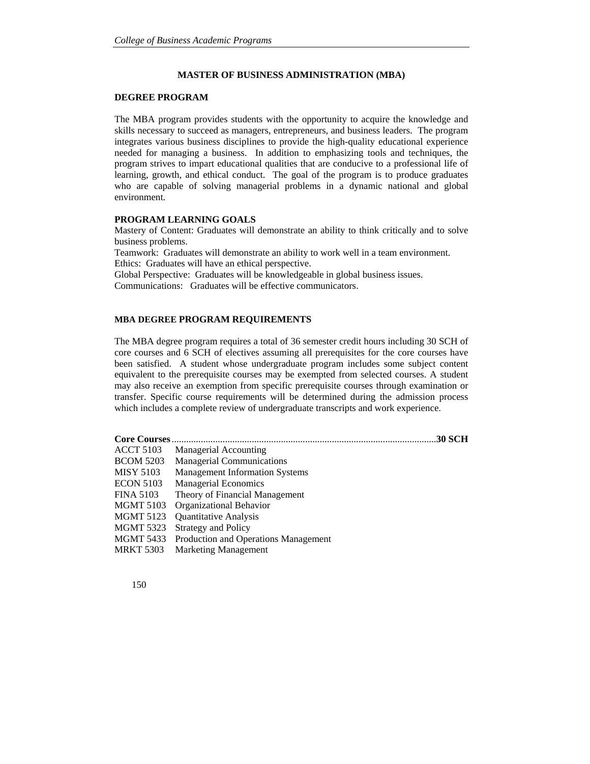# MASTER OF BUSINESS ADMINISTRATION (MBA)

## DEGREE PROGRAM

The MBA program provides students with the opportunity to acquire the knowledge and skills necessary to succeed as managers, entrepreneurs, and business leaders. The program integrates various business disciplines to provide the high-quality educational experience needed for managing a business. In addition to emphasizing tools and techniques, the program strives to impart educational qualities that are conducive to a professional life of learning, growth, and ethical conduct. The goal of the program is to produce graduates who are capable of solving managerial problems in a dynamic national and global environment.

## PROGRAM LEARNING GOALS

Mastery of Content: Graduates will demonstrate an ability to think critically and to solve business problems.
Teamwork: Graduates will demonstrate an ability to work well in a team environment.
Ethics: Graduates will have an ethical perspective.
Global Perspective: Graduates will be knowledgeable in global business issues.
Communications: Graduates will be effective communicators.

## MBA DEGREE PROGRAM REQUIREMENTS

The MBA degree program requires a total of 36 semester credit hours including 30 SCH of core courses and 6 SCH of electives assuming all prerequisites for the core courses have been satisfied. A student whose undergraduate program includes some subject content equivalent to the prerequisite courses may be exempted from selected courses. A student may also receive an exemption from specific prerequisite courses through examination or transfer. Specific course requirements will be determined during the admission process which includes a complete review of undergraduate transcripts and work experience.

**Core Courses**..............................................................................................................**30 SCH**

| | |
|---|---|
| ACCT 5103 | Managerial Accounting |
| BCOM 5203 | Managerial Communications |
| MISY 5103 | Management Information Systems |
| ECON 5103 | Managerial Economics |
| FINA 5103 | Theory of Financial Management |
| MGMT 5103 | Organizational Behavior |
| MGMT 5123 | Quantitative Analysis |
| MGMT 5323 | Strategy and Policy |
| MGMT 5433 | Production and Operations Management |
| MRKT 5303 | Marketing Management |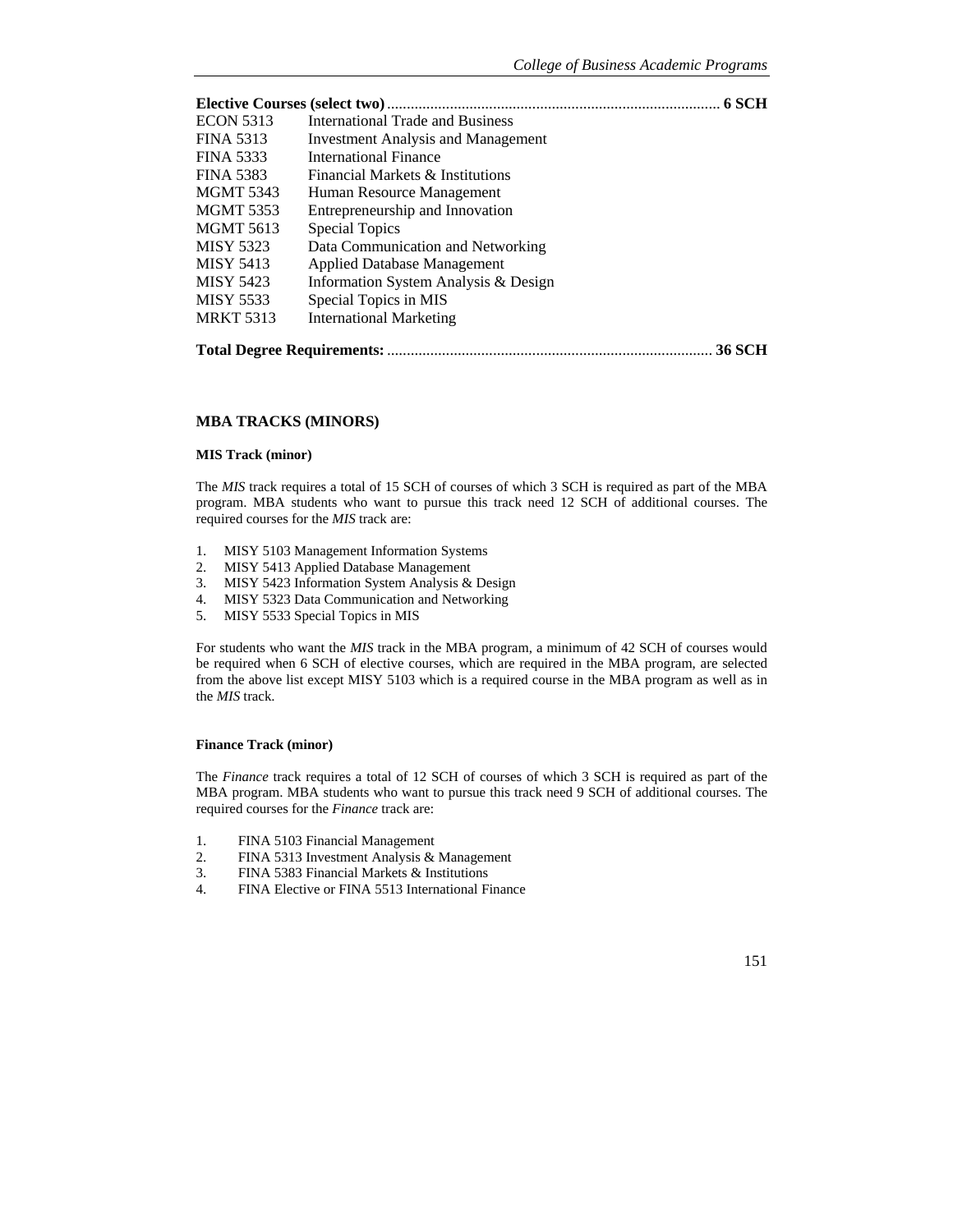**Elective Courses (select two)** .................................................................................... **6 SCH**

| | |
|---|---|
| ECON 5313 | International Trade and Business |
| FINA 5313 | Investment Analysis and Management |
| FINA 5333 | International Finance |
| FINA 5383 | Financial Markets & Institutions |
| MGMT 5343 | Human Resource Management |
| MGMT 5353 | Entrepreneurship and Innovation |
| MGMT 5613 | Special Topics |
| MISY 5323 | Data Communication and Networking |
| MISY 5413 | Applied Database Management |
| MISY 5423 | Information System Analysis & Design |
| MISY 5533 | Special Topics in MIS |
| MRKT 5313 | International Marketing |

**Total Degree Requirements:** .................................................................................. **36 SCH**

## MBA TRACKS (MINORS)

### MIS Track (minor)

The *MIS* track requires a total of 15 SCH of courses of which 3 SCH is required as part of the MBA program. MBA students who want to pursue this track need 12 SCH of additional courses. The required courses for the *MIS* track are:

1. MISY 5103 Management Information Systems
2. MISY 5413 Applied Database Management
3. MISY 5423 Information System Analysis & Design
4. MISY 5323 Data Communication and Networking
5. MISY 5533 Special Topics in MIS

For students who want the *MIS* track in the MBA program, a minimum of 42 SCH of courses would be required when 6 SCH of elective courses, which are required in the MBA program, are selected from the above list except MISY 5103 which is a required course in the MBA program as well as in the *MIS* track.

### Finance Track (minor)

The *Finance* track requires a total of 12 SCH of courses of which 3 SCH is required as part of the MBA program. MBA students who want to pursue this track need 9 SCH of additional courses. The required courses for the *Finance* track are:

1. FINA 5103 Financial Management
2. FINA 5313 Investment Analysis & Management
3. FINA 5383 Financial Markets & Institutions
4. FINA Elective or FINA 5513 International Finance